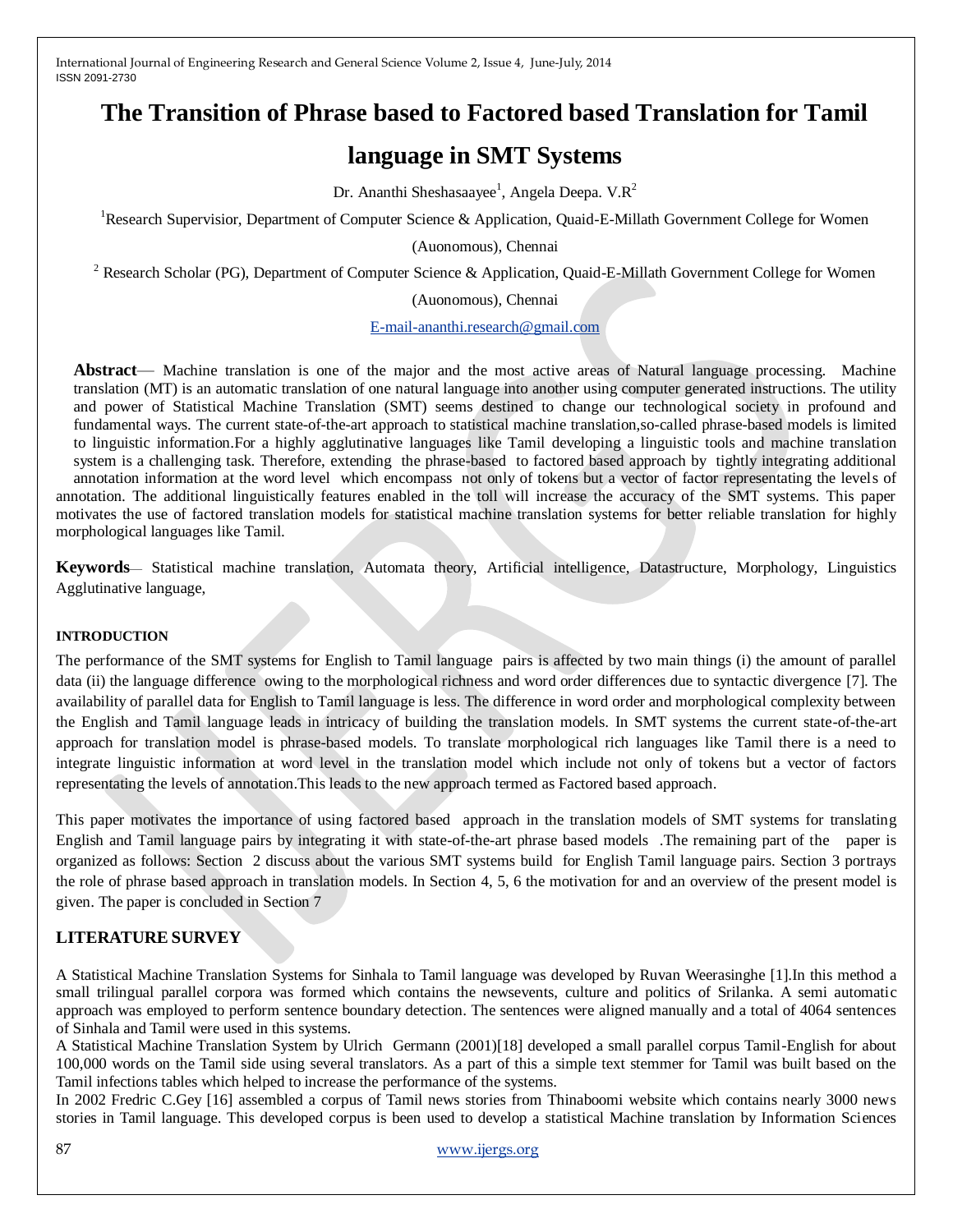# The Transition of Phrase based to Factored based Translation for Tamil language in SMT Systems

Dr. Ananthi Sheshasaayee[1], Angela Deepa. V.R[2]

[1]Research Supervisior, Department of Computer Science & Application, Quaid-E-Millath Government College for Women (Auonomous), Chennai

[2] Research Scholar (PG), Department of Computer Science & Application, Quaid-E-Millath Government College for Women (Auonomous), Chennai

E-mail-ananthi.research@gmail.com

**Abstract**— Machine translation is one of the major and the most active areas of Natural language processing. Machine translation (MT) is an automatic translation of one natural language into another using computer generated instructions. The utility and power of Statistical Machine Translation (SMT) seems destined to change our technological society in profound and fundamental ways. The current state-of-the-art approach to statistical machine translation,so-called phrase-based models is limited to linguistic information.For a highly agglutinative languages like Tamil developing a linguistic tools and machine translation system is a challenging task. Therefore, extending the phrase-based to factored based approach by tightly integrating additional annotation information at the word level which encompass not only of tokens but a vector of factor representating the levels of annotation. The additional linguistically features enabled in the toll will increase the accuracy of the SMT systems. This paper motivates the use of factored translation models for statistical machine translation systems for better reliable translation for highly morphological languages like Tamil.

**Keywords**— Statistical machine translation, Automata theory, Artificial intelligence, Datastructure, Morphology, Linguistics Agglutinative language,

## INTRODUCTION

The performance of the SMT systems for English to Tamil language pairs is affected by two main things (i) the amount of parallel data (ii) the language difference owing to the morphological richness and word order differences due to syntactic divergence [7]. The availability of parallel data for English to Tamil language is less. The difference in word order and morphological complexity between the English and Tamil language leads in intricacy of building the translation models. In SMT systems the current state-of-the-art approach for translation model is phrase-based models. To translate morphological rich languages like Tamil there is a need to integrate linguistic information at word level in the translation model which include not only of tokens but a vector of factors representating the levels of annotation.This leads to the new approach termed as Factored based approach.

This paper motivates the importance of using factored based approach in the translation models of SMT systems for translating English and Tamil language pairs by integrating it with state-of-the-art phrase based models .The remaining part of the paper is organized as follows: Section 2 discuss about the various SMT systems build for English Tamil language pairs. Section 3 portrays the role of phrase based approach in translation models. In Section 4, 5, 6 the motivation for and an overview of the present model is given. The paper is concluded in Section 7

## LITERATURE SURVEY

A Statistical Machine Translation Systems for Sinhala to Tamil language was developed by Ruvan Weerasinghe [1].In this method a small trilingual parallel corpora was formed which contains the newsevents, culture and politics of Srilanka. A semi automatic approach was employed to perform sentence boundary detection. The sentences were aligned manually and a total of 4064 sentences of Sinhala and Tamil were used in this systems.

A Statistical Machine Translation System by Ulrich Germann (2001)[18] developed a small parallel corpus Tamil-English for about 100,000 words on the Tamil side using several translators. As a part of this a simple text stemmer for Tamil was built based on the Tamil infections tables which helped to increase the performance of the systems.

In 2002 Fredric C.Gey [16] assembled a corpus of Tamil news stories from Thinaboomi website which contains nearly 3000 news stories in Tamil language. This developed corpus is been used to develop a statistical Machine translation by Information Sciences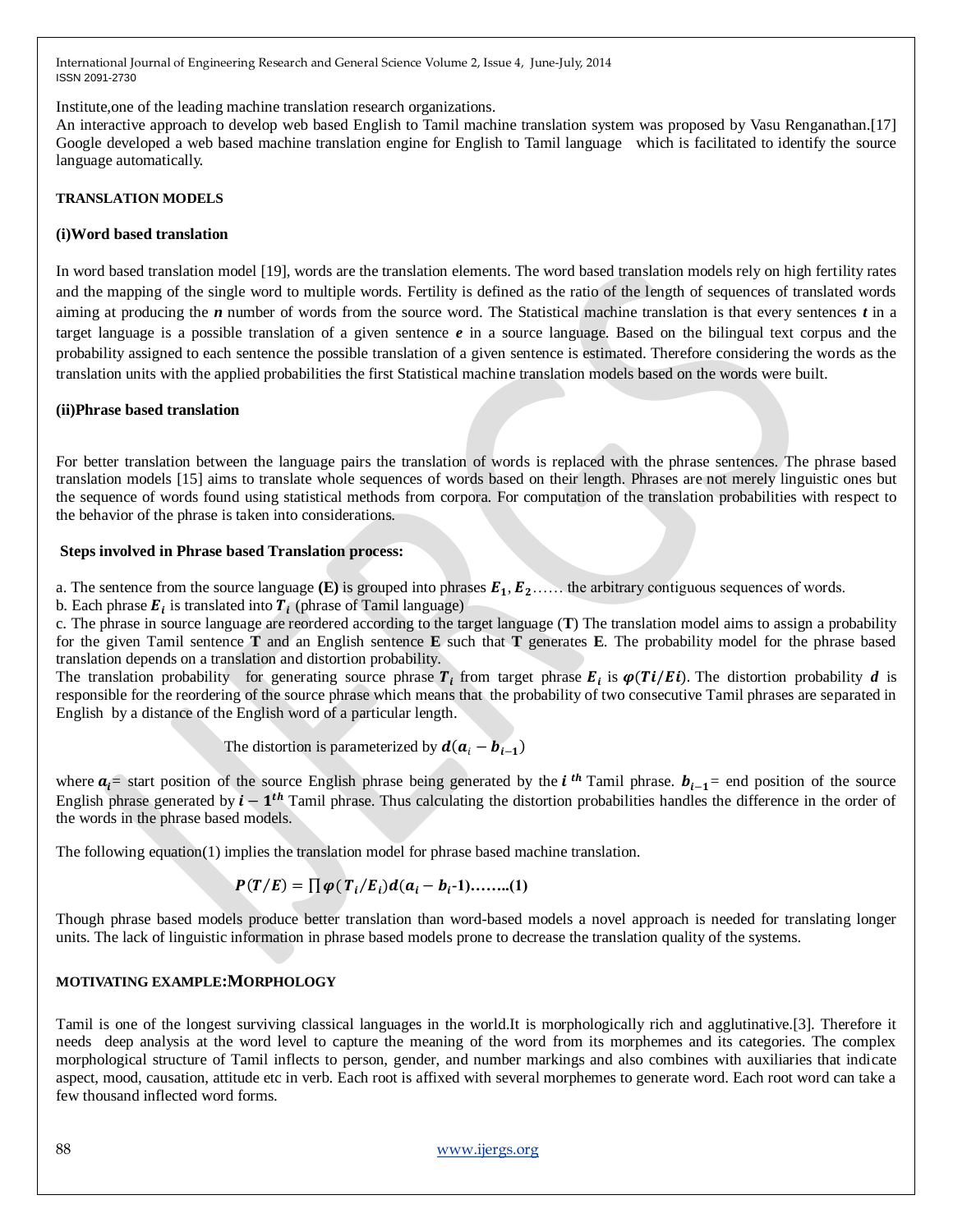Institute,one of the leading machine translation research organizations.
An interactive approach to develop web based English to Tamil machine translation system was proposed by Vasu Renganathan.[17] Google developed a web based machine translation engine for English to Tamil language which is facilitated to identify the source language automatically.

## TRANSLATION MODELS

### (i)Word based translation

In word based translation model [19], words are the translation elements. The word based translation models rely on high fertility rates and the mapping of the single word to multiple words. Fertility is defined as the ratio of the length of sequences of translated words aiming at producing the $n$ number of words from the source word. The Statistical machine translation is that every sentences $t$ in a target language is a possible translation of a given sentence $e$ in a source language. Based on the bilingual text corpus and the probability assigned to each sentence the possible translation of a given sentence is estimated. Therefore considering the words as the translation units with the applied probabilities the first Statistical machine translation models based on the words were built.

### (ii)Phrase based translation

For better translation between the language pairs the translation of words is replaced with the phrase sentences. The phrase based translation models [15] aims to translate whole sequences of words based on their length. Phrases are not merely linguistic ones but the sequence of words found using statistical methods from corpora. For computation of the translation probabilities with respect to the behavior of the phrase is taken into considerations.

**Steps involved in Phrase based Translation process:**

a. The sentence from the source language **(E)** is grouped into phrases $E_1, E_2$…… the arbitrary contiguous sequences of words.
b. Each phrase $E_i$ is translated into $T_i$ (phrase of Tamil language)
c. The phrase in source language are reordered according to the target language (**T**) The translation model aims to assign a probability for the given Tamil sentence **T** and an English sentence **E** such that **T** generates **E**. The probability model for the phrase based translation depends on a translation and distortion probability.
The translation probability for generating source phrase $T_i$ from target phrase $E_i$ is $\varphi(Ti/Ei)$. The distortion probability $d$ is responsible for the reordering of the source phrase which means that the probability of two consecutive Tamil phrases are separated in English by a distance of the English word of a particular length.

The distortion is parameterized by $d(a_i - b_{i-1})$

where $a_i$= start position of the source English phrase being generated by the $i^{th}$ Tamil phrase. $b_{i-1}$= end position of the source English phrase generated by $i-1^{th}$ Tamil phrase. Thus calculating the distortion probabilities handles the difference in the order of the words in the phrase based models.

The following equation(1) implies the translation model for phrase based machine translation.

$$P(T/E) = \prod \varphi(T_i/E_i)d(a_i - b_i\text{-}1) \quad \text{……..(1)}$$

Though phrase based models produce better translation than word-based models a novel approach is needed for translating longer units. The lack of linguistic information in phrase based models prone to decrease the translation quality of the systems.

## MOTIVATING EXAMPLE:MORPHOLOGY

Tamil is one of the longest surviving classical languages in the world.It is morphologically rich and agglutinative.[3]. Therefore it needs deep analysis at the word level to capture the meaning of the word from its morphemes and its categories. The complex morphological structure of Tamil inflects to person, gender, and number markings and also combines with auxiliaries that indicate aspect, mood, causation, attitude etc in verb. Each root is affixed with several morphemes to generate word. Each root word can take a few thousand inflected word forms.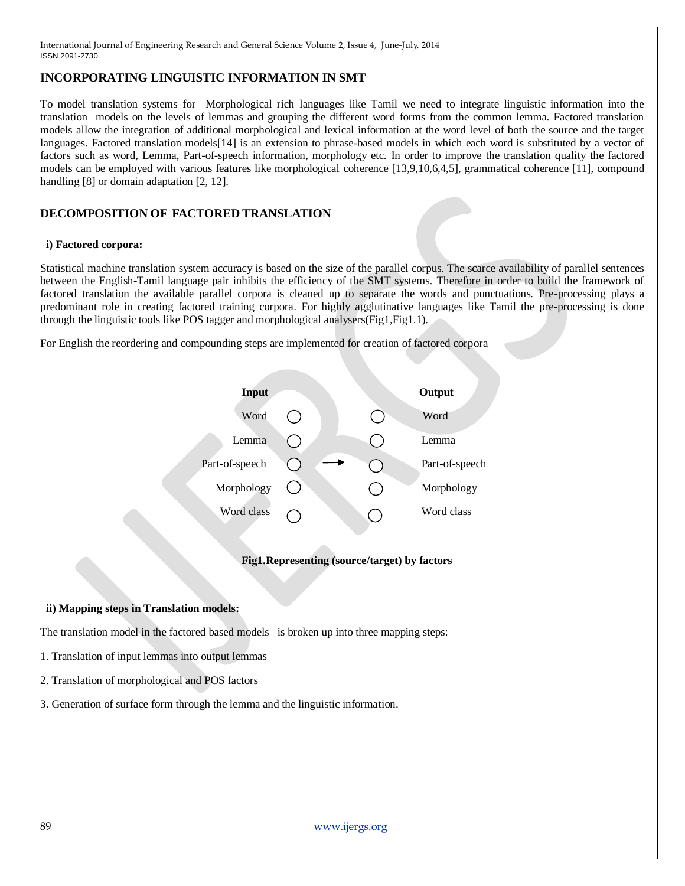## INCORPORATING LINGUISTIC INFORMATION IN SMT

To model translation systems for Morphological rich languages like Tamil we need to integrate linguistic information into the translation models on the levels of lemmas and grouping the different word forms from the common lemma. Factored translation models allow the integration of additional morphological and lexical information at the word level of both the source and the target languages. Factored translation models[14] is an extension to phrase-based models in which each word is substituted by a vector of factors such as word, Lemma, Part-of-speech information, morphology etc. In order to improve the translation quality the factored models can be employed with various features like morphological coherence [13,9,10,6,4,5], grammatical coherence [11], compound handling [8] or domain adaptation [2, 12].

## DECOMPOSITION OF FACTORED TRANSLATION

### i) Factored corpora:

Statistical machine translation system accuracy is based on the size of the parallel corpus. The scarce availability of parallel sentences between the English-Tamil language pair inhibits the efficiency of the SMT systems. Therefore in order to build the framework of factored translation the available parallel corpora is cleaned up to separate the words and punctuations. Pre-processing plays a predominant role in creating factored training corpora. For highly agglutinative languages like Tamil the pre-processing is done through the linguistic tools like POS tagger and morphological analysers(Fig1,Fig1.1).

For English the reordering and compounding steps are implemented for creation of factored corpora

| Input | | | Output |
|---|---|---|---|
| Word | ◯ | ◯ | Word |
| Lemma | ◯ | ◯ | Lemma |
| Part-of-speech | ◯ | → ◯ | Part-of-speech |
| Morphology | ◯ | ◯ | Morphology |
| Word class | ◯ | ◯ | Word class |

**Fig1.Representing (source/target) by factors**

### ii) Mapping steps in Translation models:

The translation model in the factored based models is broken up into three mapping steps:

1. Translation of input lemmas into output lemmas

2. Translation of morphological and POS factors

3. Generation of surface form through the lemma and the linguistic information.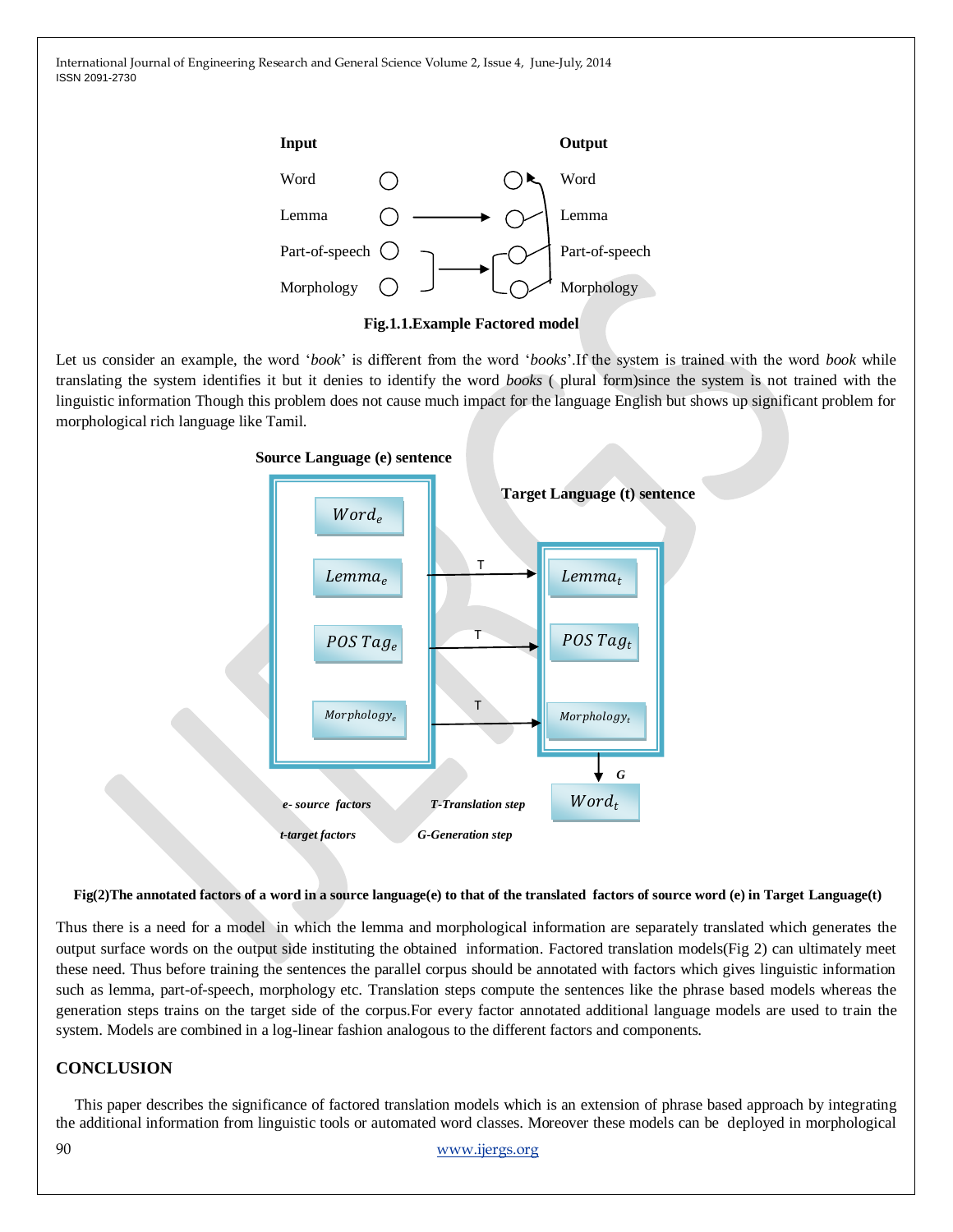| Input | | | Output |
|---|---|---|---|
| Word | ○ | ○ | Word |
| Lemma | ○ → | ○ | Lemma |
| Part-of-speech | ○ | ○ | Part-of-speech |
| Morphology | ○ | ○ | Morphology |

**Fig.1.1.Example Factored model**

Let us consider an example, the word '*book*' is different from the word '*books*'.If the system is trained with the word *book* while translating the system identifies it but it denies to identify the word *books* ( plural form)since the system is not trained with the linguistic information Though this problem does not cause much impact for the language English but shows up significant problem for morphological rich language like Tamil.

**Source Language (e) sentence**

**Target Language (t) sentence**

$Word_e$

$Lemma_e$ —T→ $Lemma_t$

$POS\ Tag_e$ —T→ $POS\ Tag_t$

$Morphology_e$ —T→ $Morphology_t$

↓ G

$Word_t$

*e- source factors* *T-Translation step*

*t-target factors* *G-Generation step*

**Fig(2)The annotated factors of a word in a source language(e) to that of the translated factors of source word (e) in Target Language(t)**

Thus there is a need for a model in which the lemma and morphological information are separately translated which generates the output surface words on the output side instituting the obtained information. Factored translation models(Fig 2) can ultimately meet these need. Thus before training the sentences the parallel corpus should be annotated with factors which gives linguistic information such as lemma, part-of-speech, morphology etc. Translation steps compute the sentences like the phrase based models whereas the generation steps trains on the target side of the corpus.For every factor annotated additional language models are used to train the system. Models are combined in a log-linear fashion analogous to the different factors and components.

## CONCLUSION

This paper describes the significance of factored translation models which is an extension of phrase based approach by integrating the additional information from linguistic tools or automated word classes. Moreover these models can be deployed in morphological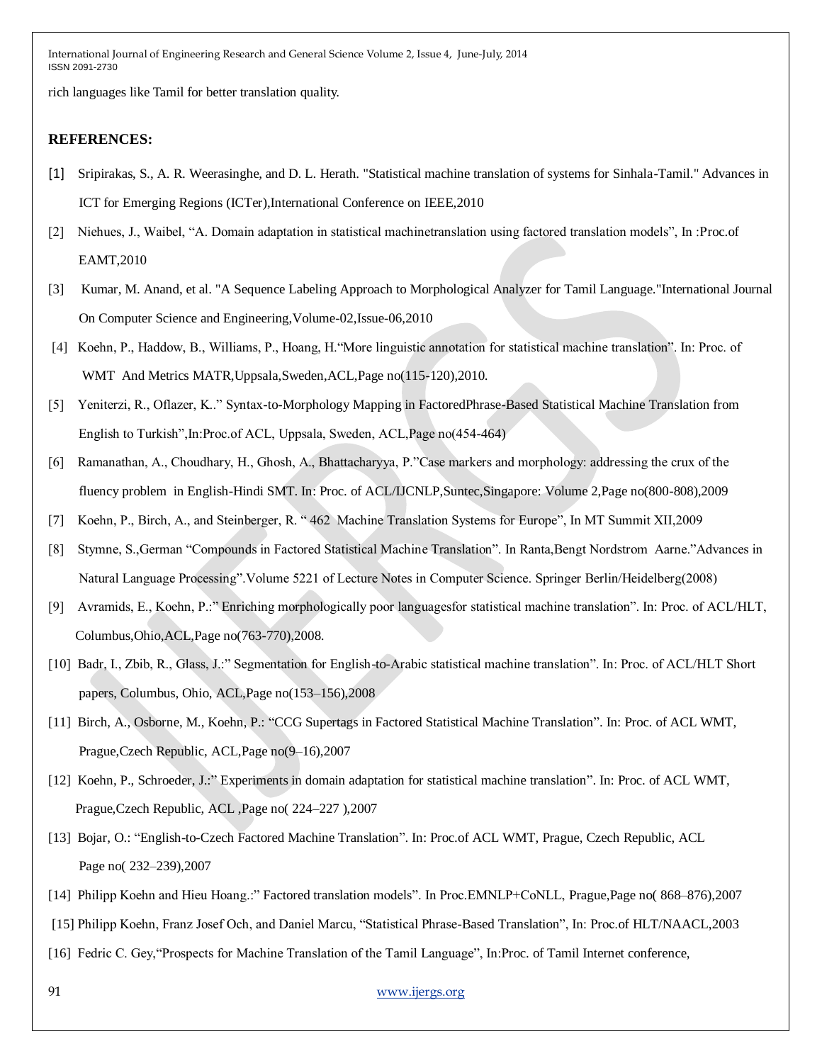rich languages like Tamil for better translation quality.

## REFERENCES:

[1] Sripirakas, S., A. R. Weerasinghe, and D. L. Herath. "Statistical machine translation of systems for Sinhala-Tamil." Advances in ICT for Emerging Regions (ICTer),International Conference on IEEE,2010

[2] Niehues, J., Waibel, "A. Domain adaptation in statistical machinetranslation using factored translation models", In :Proc.of EAMT,2010

[3] Kumar, M. Anand, et al. "A Sequence Labeling Approach to Morphological Analyzer for Tamil Language."International Journal On Computer Science and Engineering,Volume-02,Issue-06,2010

[4] Koehn, P., Haddow, B., Williams, P., Hoang, H."More linguistic annotation for statistical machine translation". In: Proc. of WMT And Metrics MATR,Uppsala,Sweden,ACL,Page no(115-120),2010.

[5] Yeniterzi, R., Oflazer, K.." Syntax-to-Morphology Mapping in FactoredPhrase-Based Statistical Machine Translation from English to Turkish",In:Proc.of ACL, Uppsala, Sweden, ACL,Page no(454-464)

[6] Ramanathan, A., Choudhary, H., Ghosh, A., Bhattacharyya, P."Case markers and morphology: addressing the crux of the fluency problem in English-Hindi SMT. In: Proc. of ACL/IJCNLP,Suntec,Singapore: Volume 2,Page no(800-808),2009

[7] Koehn, P., Birch, A., and Steinberger, R. " 462 Machine Translation Systems for Europe", In MT Summit XII,2009

[8] Stymne, S.,German "Compounds in Factored Statistical Machine Translation". In Ranta,Bengt Nordstrom Aarne."Advances in Natural Language Processing".Volume 5221 of Lecture Notes in Computer Science. Springer Berlin/Heidelberg(2008)

[9] Avramids, E., Koehn, P.:" Enriching morphologically poor languagesfor statistical machine translation". In: Proc. of ACL/HLT, Columbus,Ohio,ACL,Page no(763-770),2008.

[10] Badr, I., Zbib, R., Glass, J.:" Segmentation for English-to-Arabic statistical machine translation". In: Proc. of ACL/HLT Short papers, Columbus, Ohio, ACL,Page no(153–156),2008

[11] Birch, A., Osborne, M., Koehn, P.: "CCG Supertags in Factored Statistical Machine Translation". In: Proc. of ACL WMT, Prague,Czech Republic, ACL,Page no(9–16),2007

[12] Koehn, P., Schroeder, J.:" Experiments in domain adaptation for statistical machine translation". In: Proc. of ACL WMT, Prague,Czech Republic, ACL ,Page no( 224–227 ),2007

[13] Bojar, O.: "English-to-Czech Factored Machine Translation". In: Proc.of ACL WMT, Prague, Czech Republic, ACL Page no( 232–239),2007

[14] Philipp Koehn and Hieu Hoang.:" Factored translation models". In Proc.EMNLP+CoNLL, Prague,Page no( 868–876),2007

[15] Philipp Koehn, Franz Josef Och, and Daniel Marcu, "Statistical Phrase-Based Translation", In: Proc.of HLT/NAACL,2003

[16] Fedric C. Gey,"Prospects for Machine Translation of the Tamil Language", In:Proc. of Tamil Internet conference,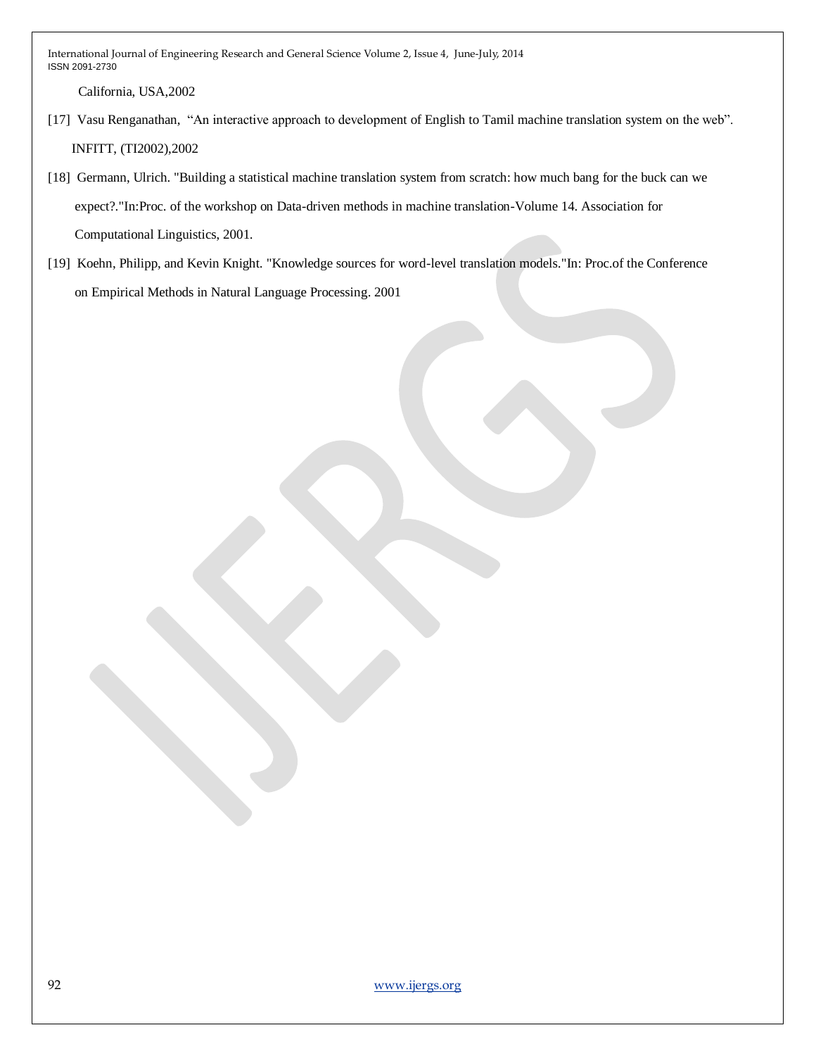California, USA,2002

[17] Vasu Renganathan, "An interactive approach to development of English to Tamil machine translation system on the web". INFITT, (TI2002),2002

[18] Germann, Ulrich. "Building a statistical machine translation system from scratch: how much bang for the buck can we expect?."In:Proc. of the workshop on Data-driven methods in machine translation-Volume 14. Association for Computational Linguistics, 2001.

[19] Koehn, Philipp, and Kevin Knight. "Knowledge sources for word-level translation models."In: Proc.of the Conference on Empirical Methods in Natural Language Processing. 2001